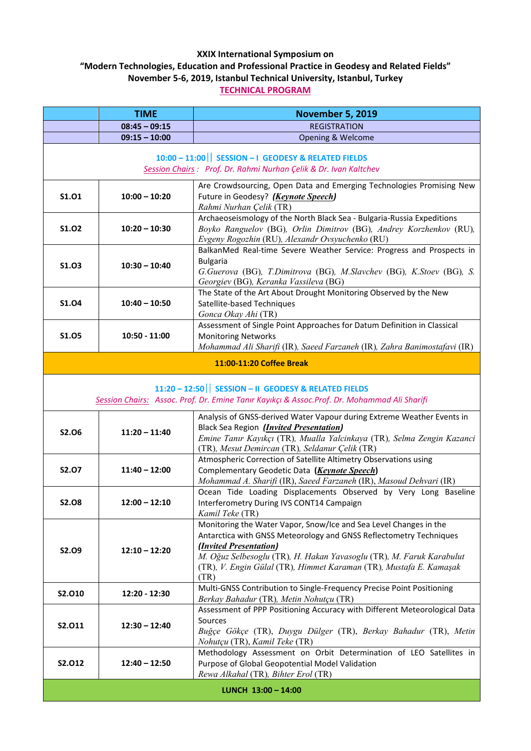**XXIX International Symposium on**
**"Modern Technologies, Education and Professional Practice in Geodesy and Related Fields"**
**November 5-6, 2019, Istanbul Technical University, Istanbul, Turkey**
**TECHNICAL PROGRAM**

| | TIME | November 5, 2019 |
|---|---|---|
| | 08:45 – 09:15 | REGISTRATION |
| | 09:15 – 10:00 | Opening & Welcome |
| | **10:00 – 11:00 ‖ SESSION – I GEODESY & RELATED FIELDS**<br>*Session Chairs : Prof. Dr. Rahmi Nurhan Çelik & Dr. Ivan Kaltchev* | |
| S1.O1 | 10:00 – 10:20 | Are Crowdsourcing, Open Data and Emerging Technologies Promising New Future in Geodesy? ***(Keynote Speech)***<br>*Rahmi Nurhan Çelik* (TR) |
| S1.O2 | 10:20 – 10:30 | Archaeoseismology of the North Black Sea - Bulgaria-Russia Expeditions<br>*Boyko Ranguelov* (BG), *Orlin Dimitrov* (BG), *Andrey Korzhenkov* (RU), *Evgeny Rogozhin* (RU), *Alexandr Ovsyuchenko* (RU) |
| S1.O3 | 10:30 – 10:40 | BalkanMed Real-time Severe Weather Service: Progress and Prospects in Bulgaria<br>*G.Guerova* (BG), *T.Dimitrova* (BG), *M.Slavchev* (BG), *K.Stoev* (BG), *S. Georgiev* (BG), *Keranka Vassileva* (BG) |
| S1.O4 | 10:40 – 10:50 | The State of the Art About Drought Monitoring Observed by the New Satellite-based Techniques<br>*Gonca Okay Ahi* (TR) |
| S1.O5 | 10:50 - 11:00 | Assessment of Single Point Approaches for Datum Definition in Classical Monitoring Networks<br>*Mohammad Ali Sharifi* (IR), *Saeed Farzaneh* (IR), *Zahra Banimostafavi* (IR) |
| | **11:00-11:20 Coffee Break** | |
| | **11:20 – 12:50 ‖ SESSION – II GEODESY & RELATED FIELDS**<br>*Session Chairs: Assoc. Prof. Dr. Emine Tanır Kayıkçı & Assoc.Prof. Dr. Mohammad Ali Sharifi* | |
| S2.O6 | 11:20 – 11:40 | Analysis of GNSS-derived Water Vapour during Extreme Weather Events in Black Sea Region ***(Invited Presentation)***<br>*Emine Tanır Kayıkçı* (TR), *Mualla Yalcinkaya* (TR), *Selma Zengin Kazanci* (TR), *Mesut Demircan* (TR), *Seldanur Çelik* (TR) |
| S2.O7 | 11:40 – 12:00 | Atmospheric Correction of Satellite Altimetry Observations using Complementary Geodetic Data ***(Keynote Speech)***<br>*Mohammad A. Sharifi* (IR), *Saeed Farzaneh* (IR), *Masoud Dehvari* (IR) |
| S2.O8 | 12:00 – 12:10 | Ocean Tide Loading Displacements Observed by Very Long Baseline Interferometry During IVS CONT14 Campaign<br>*Kamil Teke* (TR) |
| S2.O9 | 12:10 – 12:20 | Monitoring the Water Vapor, Snow/Ice and Sea Level Changes in the Antarctica with GNSS Meteorology and GNSS Reflectometry Techniques ***(Invited Presentation)***<br>*M. Oğuz Selbesoglu* (TR), *H. Hakan Yavasoglu* (TR), *M. Faruk Karabulut* (TR), *V. Engin Gülal* (TR), *Himmet Karaman* (TR), *Mustafa E. Kamaşak* (TR) |
| S2.O10 | 12:20 - 12:30 | Multi-GNSS Contribution to Single-Frequency Precise Point Positioning<br>*Berkay Bahadur* (TR), *Metin Nohutçu* (TR) |
| S2.O11 | 12:30 – 12:40 | Assessment of PPP Positioning Accuracy with Different Meteorological Data Sources<br>*Buğçe Gökçe* (TR), *Duygu Dülger* (TR), *Berkay Bahadur* (TR), *Metin Nohutçu* (TR), *Kamil Teke* (TR) |
| S2.O12 | 12:40 – 12:50 | Methodology Assessment on Orbit Determination of LEO Satellites in Purpose of Global Geopotential Model Validation<br>*Rewa Alkahal* (TR), *Bihter Erol* (TR) |
| | **LUNCH 13:00 – 14:00** | |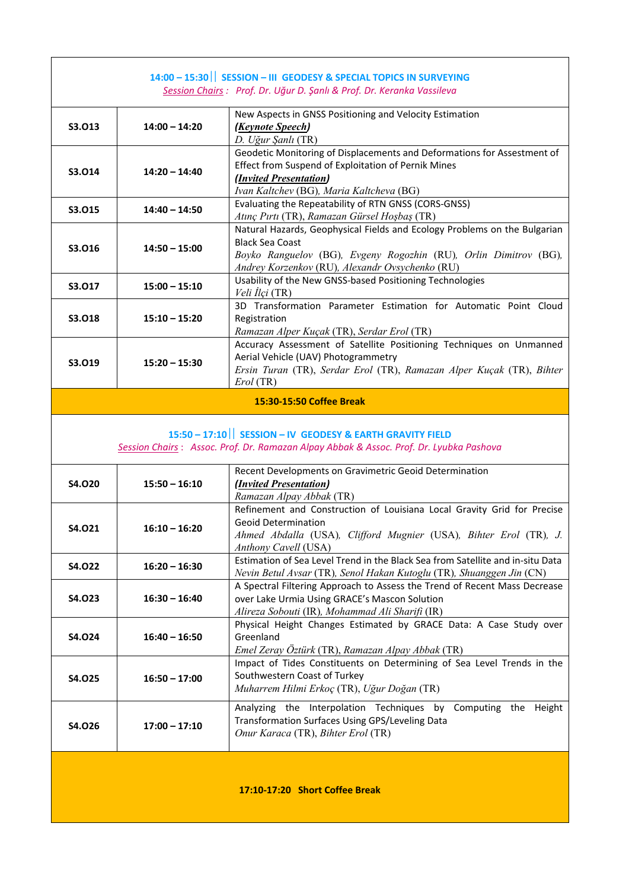| 14:00 – 15:30 ‖ SESSION – III GEODESY & SPECIAL TOPICS IN SURVEYING<br>*Session Chairs : Prof. Dr. Uğur D. Şanlı & Prof. Dr. Keranka Vassileva* | | |
|---|---|---|
| **S3.O13** | **14:00 – 14:20** | New Aspects in GNSS Positioning and Velocity Estimation<br>***(Keynote Speech)***<br>*D. Uğur Şanlı* (TR) |
| **S3.O14** | **14:20 – 14:40** | Geodetic Monitoring of Displacements and Deformations for Assessment of Effect from Suspend of Exploitation of Pernik Mines<br>***(Invited Presentation)***<br>*Ivan Kaltchev* (BG), *Maria Kaltcheva* (BG) |
| **S3.O15** | **14:40 – 14:50** | Evaluating the Repeatability of RTN GNSS (CORS-GNSS)<br>*Atınç Pırtı* (TR), *Ramazan Gürsel Hoşbaş* (TR) |
| **S3.O16** | **14:50 – 15:00** | Natural Hazards, Geophysical Fields and Ecology Problems on the Bulgarian Black Sea Coast<br>*Boyko Ranguelov* (BG), *Evgeny Rogozhin* (RU), *Orlin Dimitrov* (BG), *Andrey Korzenkov* (RU), *Alexandr Ovsychenko* (RU) |
| **S3.O17** | **15:00 – 15:10** | Usability of the New GNSS-based Positioning Technologies<br>*Veli İlçi* (TR) |
| **S3.O18** | **15:10 – 15:20** | 3D Transformation Parameter Estimation for Automatic Point Cloud Registration<br>*Ramazan Alper Kuçak* (TR), *Serdar Erol* (TR) |
| **S3.O19** | **15:20 – 15:30** | Accuracy Assessment of Satellite Positioning Techniques on Unmanned Aerial Vehicle (UAV) Photogrammetry<br>*Ersin Turan* (TR), *Serdar Erol* (TR), *Ramazan Alper Kuçak* (TR), *Bihter Erol* (TR) |
| **15:30-15:50 Coffee Break** | | |
| **15:50 – 17:10 ‖ SESSION – IV GEODESY & EARTH GRAVITY FIELD**<br>*Session Chairs : Assoc. Prof. Dr. Ramazan Alpay Abbak & Assoc. Prof. Dr. Lyubka Pashova* | | |
| **S4.O20** | **15:50 – 16:10** | Recent Developments on Gravimetric Geoid Determination<br>***(Invited Presentation)***<br>*Ramazan Alpay Abbak* (TR) |
| **S4.O21** | **16:10 – 16:20** | Refinement and Construction of Louisiana Local Gravity Grid for Precise Geoid Determination<br>*Ahmed Abdalla* (USA), *Clifford Mugnier* (USA), *Bihter Erol* (TR), *J. Anthony Cavell* (USA) |
| **S4.O22** | **16:20 – 16:30** | Estimation of Sea Level Trend in the Black Sea from Satellite and in-situ Data<br>*Nevin Betul Avsar* (TR), *Senol Hakan Kutoglu* (TR), *Shuanggen Jin* (CN) |
| **S4.O23** | **16:30 – 16:40** | A Spectral Filtering Approach to Assess the Trend of Recent Mass Decrease over Lake Urmia Using GRACE's Mascon Solution<br>*Alireza Sobouti* (IR), *Mohammad Ali Sharifi* (IR) |
| **S4.O24** | **16:40 – 16:50** | Physical Height Changes Estimated by GRACE Data: A Case Study over Greenland<br>*Emel Zeray Öztürk* (TR), *Ramazan Alpay Abbak* (TR) |
| **S4.O25** | **16:50 – 17:00** | Impact of Tides Constituents on Determining of Sea Level Trends in the Southwestern Coast of Turkey<br>*Muharrem Hilmi Erkoç* (TR), *Uğur Doğan* (TR) |
| **S4.O26** | **17:00 – 17:10** | Analyzing the Interpolation Techniques by Computing the Height Transformation Surfaces Using GPS/Leveling Data<br>*Onur Karaca* (TR), *Bihter Erol* (TR) |
| **17:10-17:20 Short Coffee Break** | | |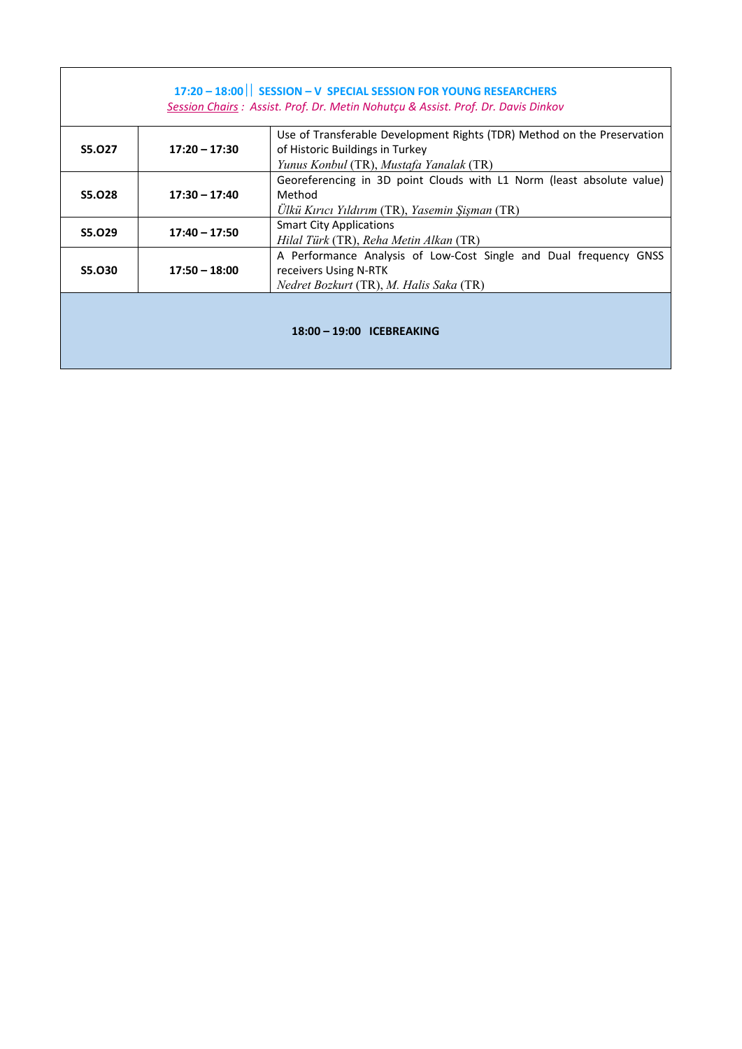**17:20 – 18:00 | SESSION – V SPECIAL SESSION FOR YOUNG RESEARCHERS**

*Session Chairs : Assist. Prof. Dr. Metin Nohutçu & Assist. Prof. Dr. Davis Dinkov*

| | | |
|---|---|---|
| **S5.O27** | **17:20 – 17:30** | Use of Transferable Development Rights (TDR) Method on the Preservation of Historic Buildings in Turkey<br>*Yunus Konbul* (TR), *Mustafa Yanalak* (TR) |
| **S5.O28** | **17:30 – 17:40** | Georeferencing in 3D point Clouds with L1 Norm (least absolute value) Method<br>*Ülkü Kırıcı Yıldırım* (TR), *Yasemin Şişman* (TR) |
| **S5.O29** | **17:40 – 17:50** | Smart City Applications<br>*Hilal Türk* (TR), *Reha Metin Alkan* (TR) |
| **S5.O30** | **17:50 – 18:00** | A Performance Analysis of Low-Cost Single and Dual frequency GNSS receivers Using N-RTK<br>*Nedret Bozkurt* (TR), *M. Halis Saka* (TR) |

**18:00 – 19:00 ICEBREAKING**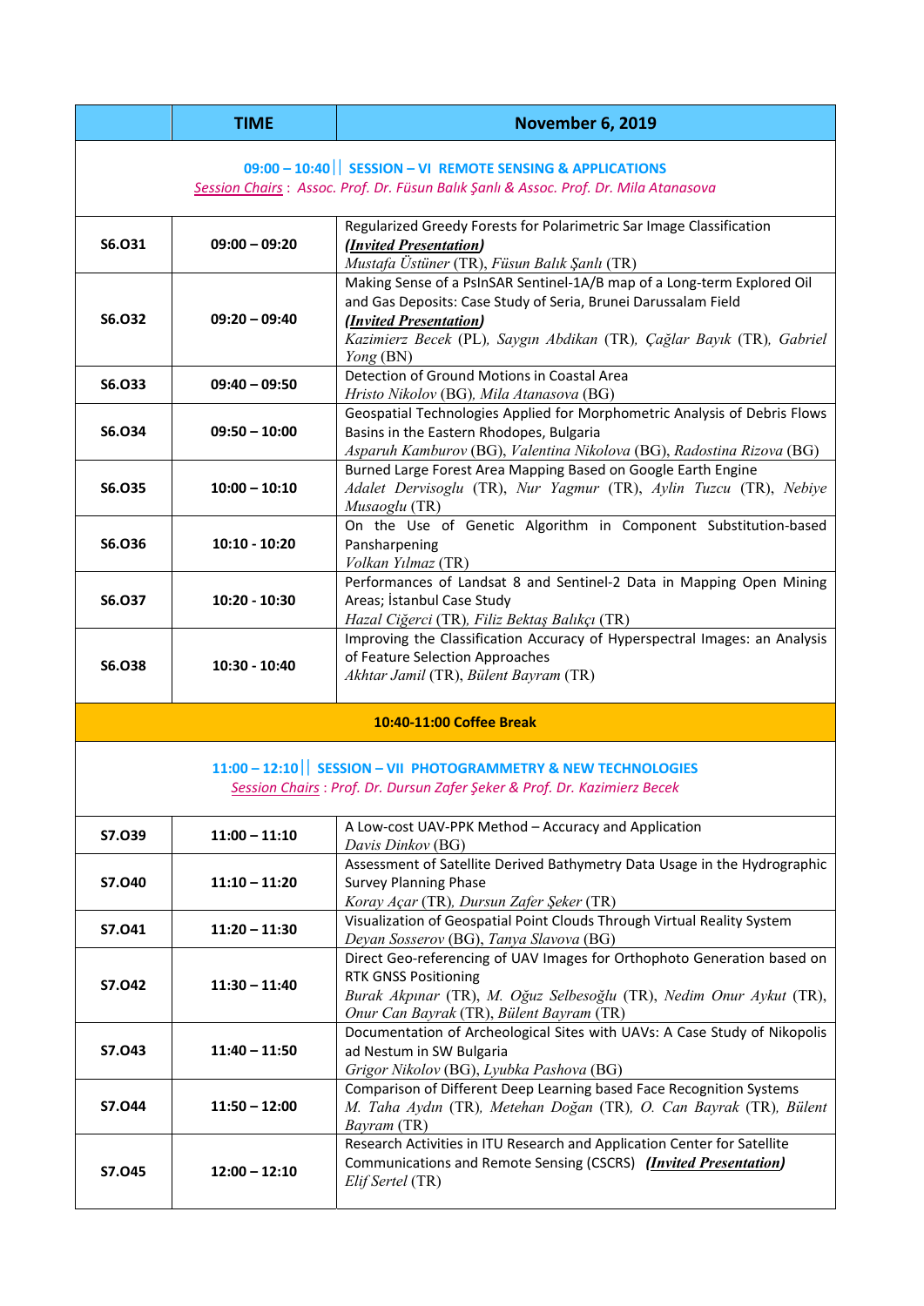| | TIME | November 6, 2019 |
|---|---|---|
| **09:00 – 10:40 \|\| SESSION – VI REMOTE SENSING & APPLICATIONS**<br>*Session Chairs : Assoc. Prof. Dr. Füsun Balık Şanlı & Assoc. Prof. Dr. Mila Atanasova* | | |
| **S6.O31** | **09:00 – 09:20** | Regularized Greedy Forests for Polarimetric Sar Image Classification<br>***(Invited Presentation)***<br>*Mustafa Üstüner* (TR), *Füsun Balık Şanlı* (TR) |
| **S6.O32** | **09:20 – 09:40** | Making Sense of a PsInSAR Sentinel-1A/B map of a Long-term Explored Oil and Gas Deposits: Case Study of Seria, Brunei Darussalam Field<br>***(Invited Presentation)***<br>*Kazimierz Becek* (PL), *Saygın Abdikan* (TR), *Çağlar Bayık* (TR), *Gabriel Yong* (BN) |
| **S6.O33** | **09:40 – 09:50** | Detection of Ground Motions in Coastal Area<br>*Hristo Nikolov* (BG), *Mila Atanasova* (BG) |
| **S6.O34** | **09:50 – 10:00** | Geospatial Technologies Applied for Morphometric Analysis of Debris Flows Basins in the Eastern Rhodopes, Bulgaria<br>*Asparuh Kamburov* (BG), *Valentina Nikolova* (BG), *Radostina Rizova* (BG) |
| **S6.O35** | **10:00 – 10:10** | Burned Large Forest Area Mapping Based on Google Earth Engine<br>*Adalet Dervisoglu* (TR), *Nur Yagmur* (TR), *Aylin Tuzcu* (TR), *Nebiye Musaoglu* (TR) |
| **S6.O36** | **10:10 - 10:20** | On the Use of Genetic Algorithm in Component Substitution-based Pansharpening<br>*Volkan Yılmaz* (TR) |
| **S6.O37** | **10:20 - 10:30** | Performances of Landsat 8 and Sentinel-2 Data in Mapping Open Mining Areas; İstanbul Case Study<br>*Hazal Ciğerci* (TR), *Filiz Bektaş Balıkçı* (TR) |
| **S6.O38** | **10:30 - 10:40** | Improving the Classification Accuracy of Hyperspectral Images: an Analysis of Feature Selection Approaches<br>*Akhtar Jamil* (TR), *Bülent Bayram* (TR) |
| **10:40-11:00 Coffee Break** | | |
| **11:00 – 12:10 \|\| SESSION – VII PHOTOGRAMMETRY & NEW TECHNOLOGIES**<br>*Session Chairs : Prof. Dr. Dursun Zafer Şeker & Prof. Dr. Kazimierz Becek* | | |
| **S7.O39** | **11:00 – 11:10** | A Low-cost UAV-PPK Method – Accuracy and Application<br>*Davis Dinkov* (BG) |
| **S7.O40** | **11:10 – 11:20** | Assessment of Satellite Derived Bathymetry Data Usage in the Hydrographic Survey Planning Phase<br>*Koray Açar* (TR), *Dursun Zafer Şeker* (TR) |
| **S7.O41** | **11:20 – 11:30** | Visualization of Geospatial Point Clouds Through Virtual Reality System<br>*Deyan Sosserov* (BG), *Tanya Slavova* (BG) |
| **S7.O42** | **11:30 – 11:40** | Direct Geo-referencing of UAV Images for Orthophoto Generation based on RTK GNSS Positioning<br>*Burak Akpınar* (TR), *M. Oğuz Selbesoğlu* (TR), *Nedim Onur Aykut* (TR), *Onur Can Bayrak* (TR), *Bülent Bayram* (TR) |
| **S7.O43** | **11:40 – 11:50** | Documentation of Archeological Sites with UAVs: A Case Study of Nikopolis ad Nestum in SW Bulgaria<br>*Grigor Nikolov* (BG), *Lyubka Pashova* (BG) |
| **S7.O44** | **11:50 – 12:00** | Comparison of Different Deep Learning based Face Recognition Systems<br>*M. Taha Aydın* (TR), *Metehan Doğan* (TR), *O. Can Bayrak* (TR), *Bülent Bayram* (TR) |
| **S7.O45** | **12:00 – 12:10** | Research Activities in ITU Research and Application Center for Satellite Communications and Remote Sensing (CSCRS) ***(Invited Presentation)***<br>*Elif Sertel* (TR) |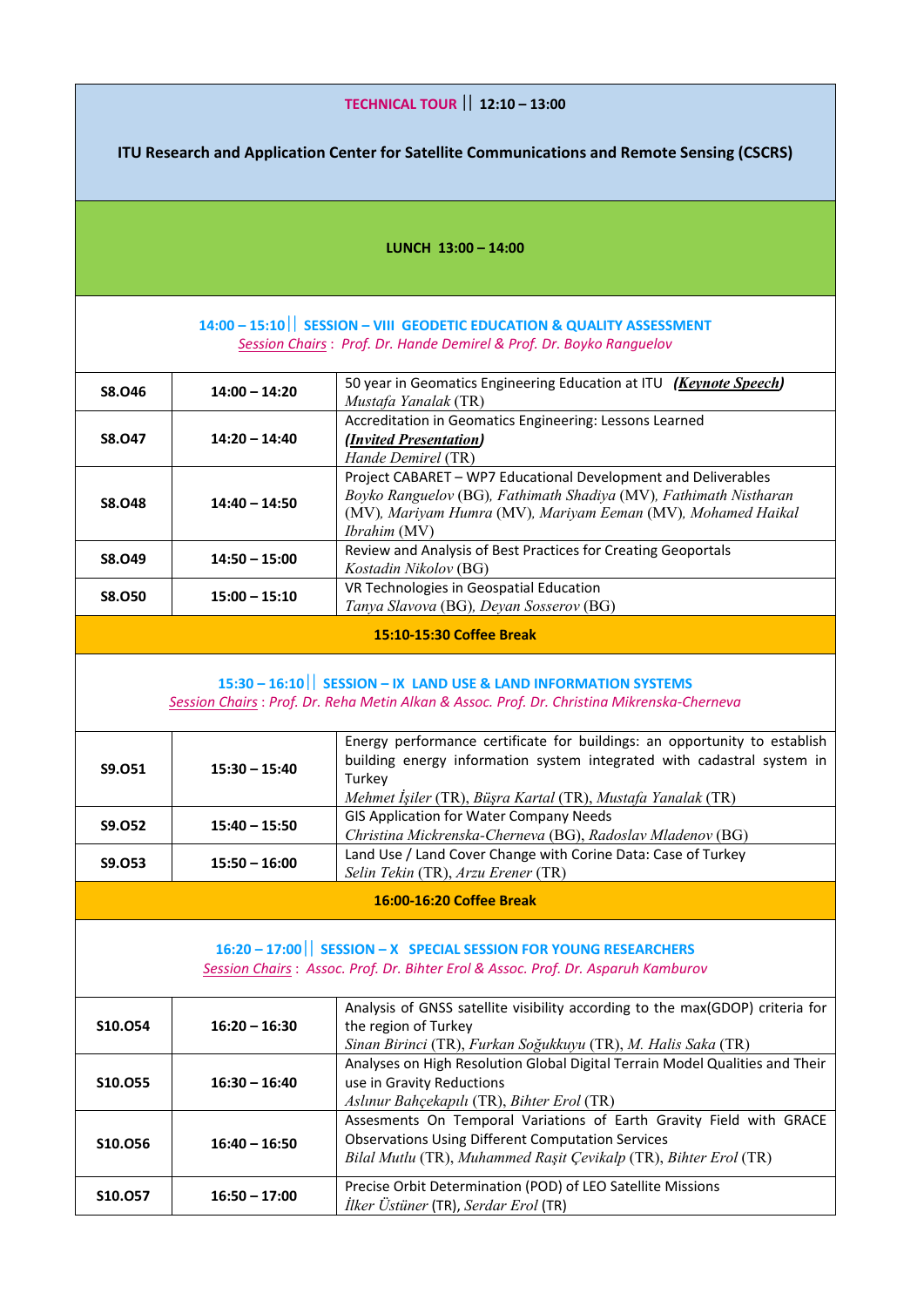**TECHNICAL TOUR || 12:10 – 13:00**

**ITU Research and Application Center for Satellite Communications and Remote Sensing (CSCRS)**

**LUNCH 13:00 – 14:00**

**14:00 – 15:10 || SESSION – VIII GEODETIC EDUCATION & QUALITY ASSESSMENT**

*Session Chairs : Prof. Dr. Hande Demirel & Prof. Dr. Boyko Ranguelov*

| | | |
|---|---|---|
| **S8.O46** | **14:00 – 14:20** | 50 year in Geomatics Engineering Education at ITU ***Keynote Speech)***<br>*Mustafa Yanalak* (TR) |
| **S8.O47** | **14:20 – 14:40** | Accreditation in Geomatics Engineering: Lessons Learned<br>***(Invited Presentation)***<br>*Hande Demirel* (TR) |
| **S8.O48** | **14:40 – 14:50** | Project CABARET – WP7 Educational Development and Deliverables<br>*Boyko Ranguelov* (BG), *Fathimath Shadiya* (MV), *Fathimath Nistharan* (MV), *Mariyam Humra* (MV), *Mariyam Eeman* (MV), *Mohamed Haikal Ibrahim* (MV) |
| **S8.O49** | **14:50 – 15:00** | Review and Analysis of Best Practices for Creating Geoportals<br>*Kostadin Nikolov* (BG) |
| **S8.O50** | **15:00 – 15:10** | VR Technologies in Geospatial Education<br>*Tanya Slavova* (BG), *Deyan Sosserov* (BG) |

**15:10-15:30 Coffee Break**

**15:30 – 16:10 || SESSION – IX LAND USE & LAND INFORMATION SYSTEMS**

*Session Chairs : Prof. Dr. Reha Metin Alkan & Assoc. Prof. Dr. Christina Mikrenska-Cherneva*

| | | |
|---|---|---|
| **S9.O51** | **15:30 – 15:40** | Energy performance certificate for buildings: an opportunity to establish building energy information system integrated with cadastral system in Turkey<br>*Mehmet İşiler* (TR), *Büşra Kartal* (TR), *Mustafa Yanalak* (TR) |
| **S9.O52** | **15:40 – 15:50** | GIS Application for Water Company Needs<br>*Christina Mickrenska-Cherneva* (BG), *Radoslav Mladenov* (BG) |
| **S9.O53** | **15:50 – 16:00** | Land Use / Land Cover Change with Corine Data: Case of Turkey<br>*Selin Tekin* (TR), *Arzu Erener* (TR) |

**16:00-16:20 Coffee Break**

**16:20 – 17:00 || SESSION – X SPECIAL SESSION FOR YOUNG RESEARCHERS**

*Session Chairs : Assoc. Prof. Dr. Bihter Erol & Assoc. Prof. Dr. Asparuh Kamburov*

| | | |
|---|---|---|
| **S10.O54** | **16:20 – 16:30** | Analysis of GNSS satellite visibility according to the max(GDOP) criteria for the region of Turkey<br>*Sinan Birinci* (TR), *Furkan Soğukkuyu* (TR), *M. Halis Saka* (TR) |
| **S10.O55** | **16:30 – 16:40** | Analyses on High Resolution Global Digital Terrain Model Qualities and Their use in Gravity Reductions<br>*Aslınur Bahçekapılı* (TR), *Bihter Erol* (TR) |
| **S10.O56** | **16:40 – 16:50** | Assesments On Temporal Variations of Earth Gravity Field with GRACE Observations Using Different Computation Services<br>*Bilal Mutlu* (TR), *Muhammed Raşit Çevikalp* (TR), *Bihter Erol* (TR) |
| **S10.O57** | **16:50 – 17:00** | Precise Orbit Determination (POD) of LEO Satellite Missions<br>*İlker Üstüner* (TR), *Serdar Erol* (TR) |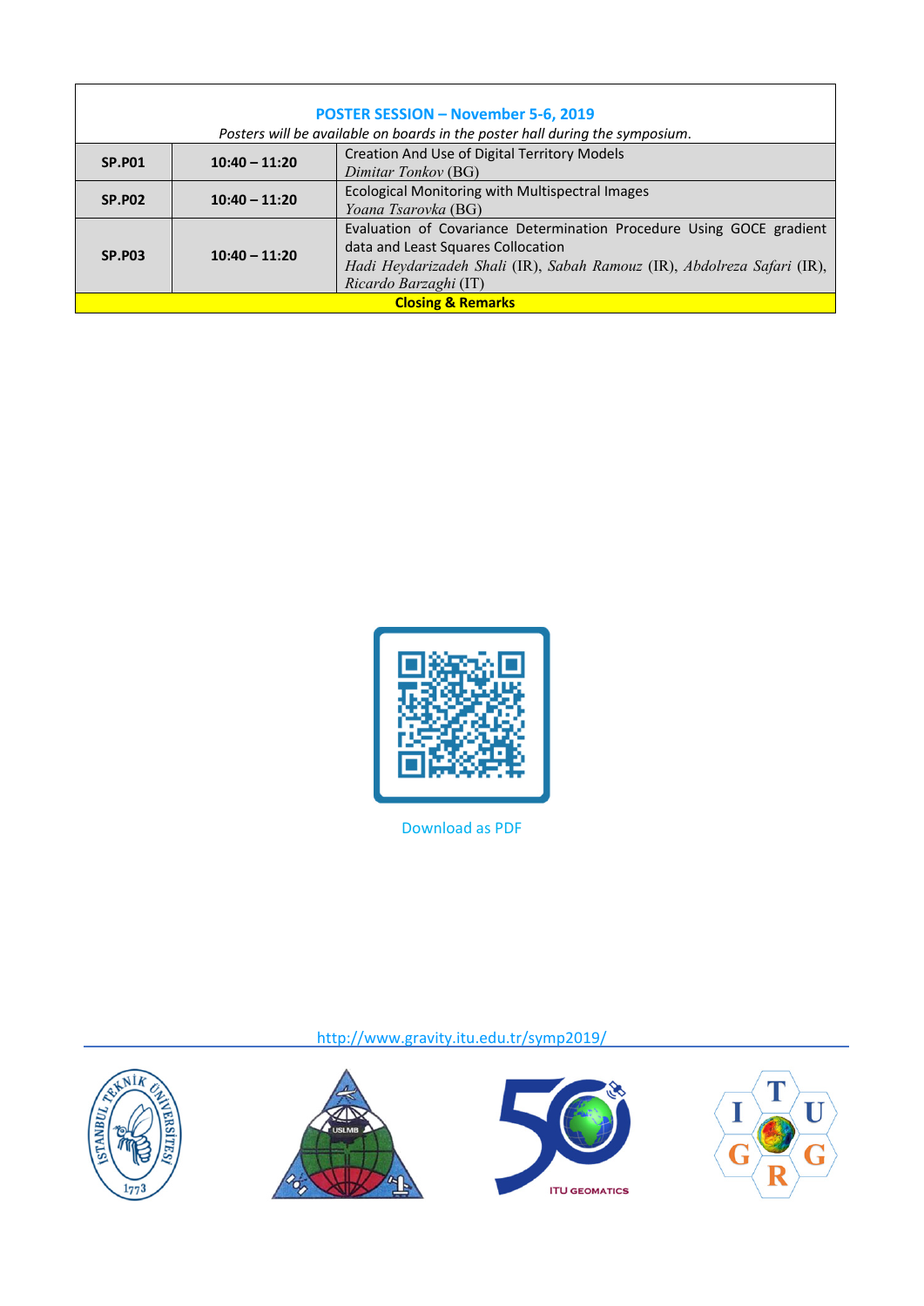| | | |
|---|---|---|
| **POSTER SESSION – November 5-6, 2019** | | |
| *Posters will be available on boards in the poster hall during the symposium.* | | |
| **SP.P01** | **10:40 – 11:20** | Creation And Use of Digital Territory Models<br>*Dimitar Tonkov* (BG) |
| **SP.P02** | **10:40 – 11:20** | Ecological Monitoring with Multispectral Images<br>*Yoana Tsarovka* (BG) |
| **SP.P03** | **10:40 – 11:20** | Evaluation of Covariance Determination Procedure Using GOCE gradient data and Least Squares Collocation<br>*Hadi Heydarizadeh Shali* (IR), *Sabah Ramouz* (IR), *Abdolreza Safari* (IR), *Ricardo Barzaghi* (IT) |
| **Closing & Remarks** | | |

Download as PDF

http://www.gravity.itu.edu.tr/symp2019/